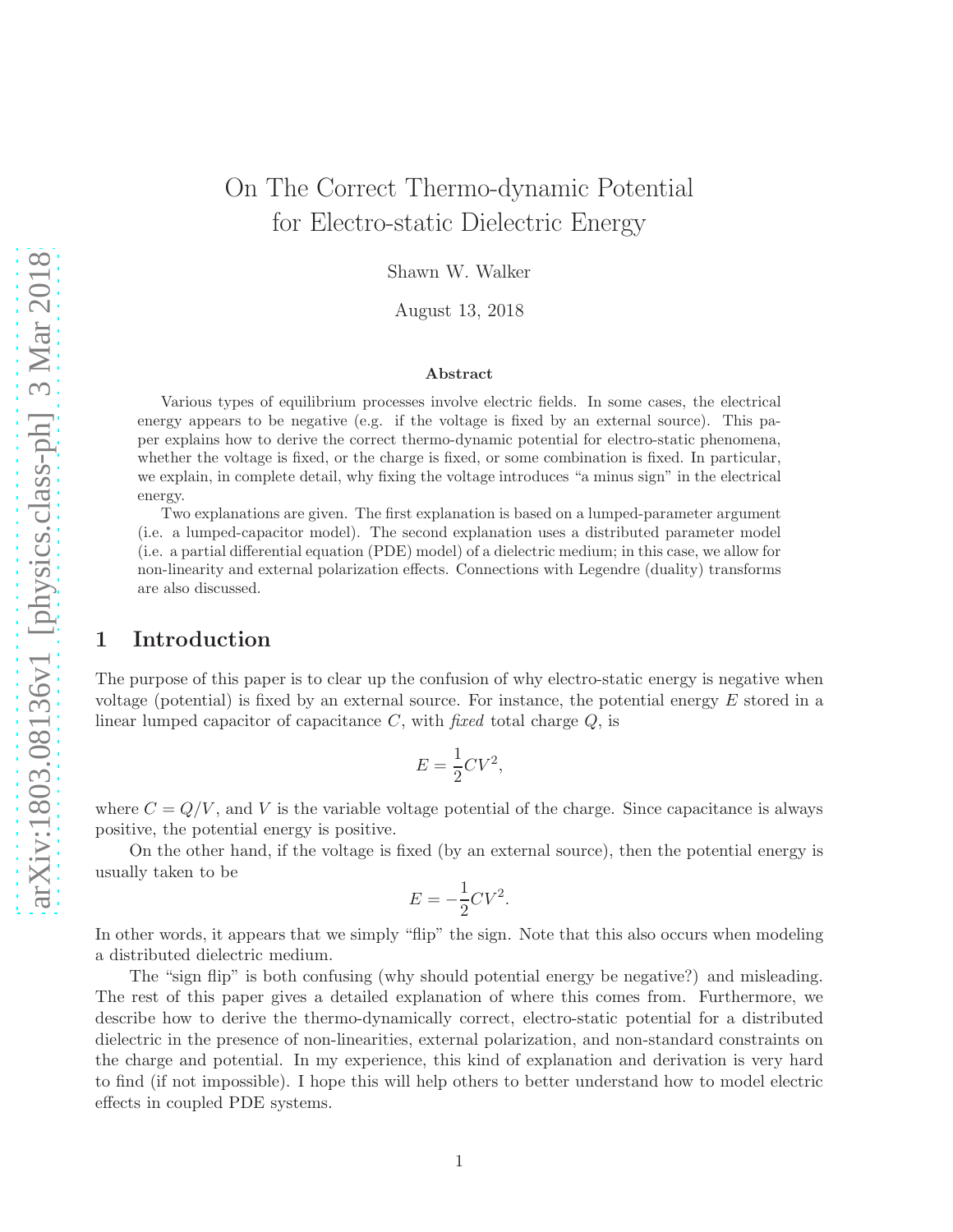# On The Correct Thermo-dynamic Potential for Electro-static Dielectric Energy

Shawn W. Walker

August 13, 2018

## Abstract

Various types of equilibrium processes involve electric fields. In some cases, the electrical energy appears to be negative (e.g. if the voltage is fixed by an external source). This paper explains how to derive the correct thermo-dynamic potential for electro-static phenomena, whether the voltage is fixed, or the charge is fixed, or some combination is fixed. In particular, we explain, in complete detail, why fixing the voltage introduces "a minus sign" in the electrical energy.

Two explanations are given. The first explanation is based on a lumped-parameter argument (i.e. a lumped-capacitor model). The second explanation uses a distributed parameter model (i.e. a partial differential equation (PDE) model) of a dielectric medium; in this case, we allow for non-linearity and external polarization effects. Connections with Legendre (duality) transforms are also discussed.

## 1 Introduction

The purpose of this paper is to clear up the confusion of why electro-static energy is negative when voltage (potential) is fixed by an external source. For instance, the potential energy $E$ stored in a linear lumped capacitor of capacitance $C$, with *fixed* total charge $Q$, is

$$E = \frac{1}{2}CV^2,$$

where $C = Q/V$, and $V$ is the variable voltage potential of the charge. Since capacitance is always positive, the potential energy is positive.

On the other hand, if the voltage is fixed (by an external source), then the potential energy is usually taken to be

$$E = -\frac{1}{2}CV^2.$$

In other words, it appears that we simply "flip" the sign. Note that this also occurs when modeling a distributed dielectric medium.

The "sign flip" is both confusing (why should potential energy be negative?) and misleading. The rest of this paper gives a detailed explanation of where this comes from. Furthermore, we describe how to derive the thermo-dynamically correct, electro-static potential for a distributed dielectric in the presence of non-linearities, external polarization, and non-standard constraints on the charge and potential. In my experience, this kind of explanation and derivation is very hard to find (if not impossible). I hope this will help others to better understand how to model electric effects in coupled PDE systems.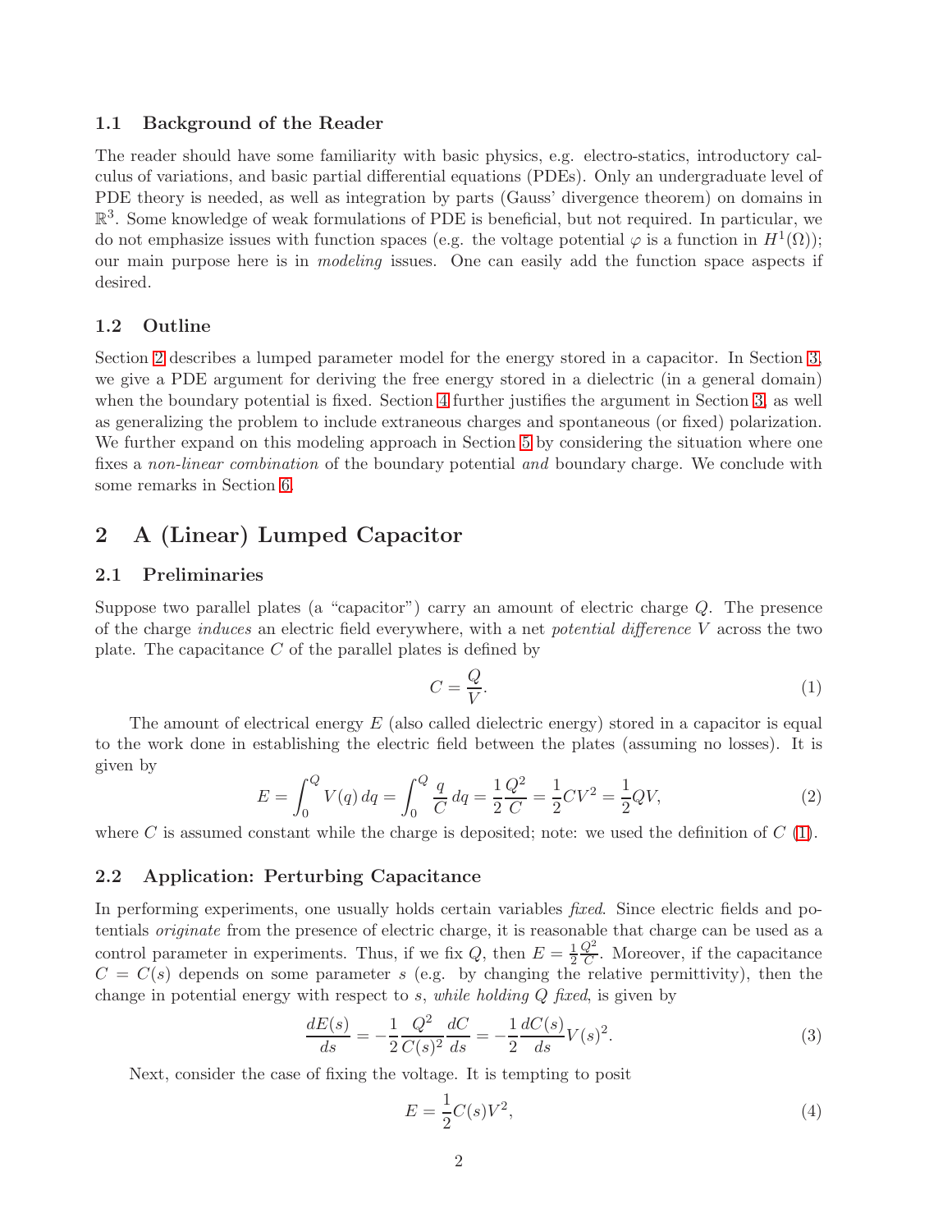### 1.1 Background of the Reader

The reader should have some familiarity with basic physics, e.g. electro-statics, introductory calculus of variations, and basic partial differential equations (PDEs). Only an undergraduate level of PDE theory is needed, as well as integration by parts (Gauss' divergence theorem) on domains in $\mathbb{R}^3$. Some knowledge of weak formulations of PDE is beneficial, but not required. In particular, we do not emphasize issues with function spaces (e.g. the voltage potential $\varphi$ is a function in $H^1(\Omega)$); our main purpose here is in *modeling* issues. One can easily add the function space aspects if desired.

### 1.2 Outline

Section 2 describes a lumped parameter model for the energy stored in a capacitor. In Section 3, we give a PDE argument for deriving the free energy stored in a dielectric (in a general domain) when the boundary potential is fixed. Section 4 further justifies the argument in Section 3, as well as generalizing the problem to include extraneous charges and spontaneous (or fixed) polarization. We further expand on this modeling approach in Section 5 by considering the situation where one fixes a *non-linear combination* of the boundary potential *and* boundary charge. We conclude with some remarks in Section 6.

## 2 A (Linear) Lumped Capacitor

### 2.1 Preliminaries

Suppose two parallel plates (a "capacitor") carry an amount of electric charge $Q$. The presence of the charge *induces* an electric field everywhere, with a net *potential difference* $V$ across the two plate. The capacitance $C$ of the parallel plates is defined by

$$C = \frac{Q}{V}. \tag{1}$$

The amount of electrical energy $E$ (also called dielectric energy) stored in a capacitor is equal to the work done in establishing the electric field between the plates (assuming no losses). It is given by

$$E = \int_0^Q V(q)\, dq = \int_0^Q \frac{q}{C}\, dq = \frac{1}{2}\frac{Q^2}{C} = \frac{1}{2}CV^2 = \frac{1}{2}QV, \tag{2}$$

where $C$ is assumed constant while the charge is deposited; note: we used the definition of $C$ (1).

### 2.2 Application: Perturbing Capacitance

In performing experiments, one usually holds certain variables *fixed*. Since electric fields and potentials *originate* from the presence of electric charge, it is reasonable that charge can be used as a control parameter in experiments. Thus, if we fix $Q$, then $E = \frac{1}{2}\frac{Q^2}{C}$. Moreover, if the capacitance $C = C(s)$ depends on some parameter $s$ (e.g. by changing the relative permittivity), then the change in potential energy with respect to $s$, *while holding $Q$ fixed*, is given by

$$\frac{dE(s)}{ds} = -\frac{1}{2}\frac{Q^2}{C(s)^2}\frac{dC}{ds} = -\frac{1}{2}\frac{dC(s)}{ds}V(s)^2. \tag{3}$$

Next, consider the case of fixing the voltage. It is tempting to posit

$$E = \frac{1}{2}C(s)V^2, \tag{4}$$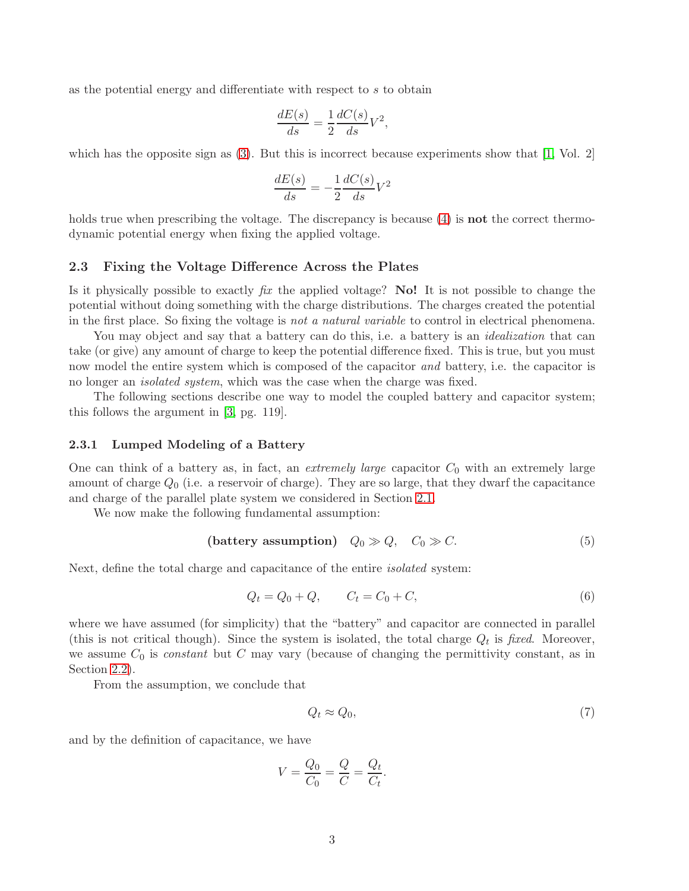as the potential energy and differentiate with respect to $s$ to obtain

$$\frac{dE(s)}{ds} = \frac{1}{2}\frac{dC(s)}{ds}V^2,$$

which has the opposite sign as (3). But this is incorrect because experiments show that [1, Vol. 2]

$$\frac{dE(s)}{ds} = -\frac{1}{2}\frac{dC(s)}{ds}V^2$$

holds true when prescribing the voltage. The discrepancy is because (4) is **not** the correct thermodynamic potential energy when fixing the applied voltage.

### 2.3 Fixing the Voltage Difference Across the Plates

Is it physically possible to exactly *fix* the applied voltage? **No!** It is not possible to change the potential without doing something with the charge distributions. The charges created the potential in the first place. So fixing the voltage is *not a natural variable* to control in electrical phenomena.

You may object and say that a battery can do this, i.e. a battery is an *idealization* that can take (or give) any amount of charge to keep the potential difference fixed. This is true, but you must now model the entire system which is composed of the capacitor *and* battery, i.e. the capacitor is no longer an *isolated system*, which was the case when the charge was fixed.

The following sections describe one way to model the coupled battery and capacitor system; this follows the argument in [3, pg. 119].

#### 2.3.1 Lumped Modeling of a Battery

One can think of a battery as, in fact, an *extremely large* capacitor $C_0$ with an extremely large amount of charge $Q_0$ (i.e. a reservoir of charge). They are so large, that they dwarf the capacitance and charge of the parallel plate system we considered in Section 2.1.

We now make the following fundamental assumption:

$$\textbf{(battery assumption)} \quad Q_0 \gg Q, \quad C_0 \gg C. \tag{5}$$

Next, define the total charge and capacitance of the entire *isolated* system:

$$Q_t = Q_0 + Q, \qquad C_t = C_0 + C, \tag{6}$$

where we have assumed (for simplicity) that the "battery" and capacitor are connected in parallel (this is not critical though). Since the system is isolated, the total charge $Q_t$ is *fixed*. Moreover, we assume $C_0$ is *constant* but $C$ may vary (because of changing the permittivity constant, as in Section 2.2).

From the assumption, we conclude that

$$Q_t \approx Q_0, \tag{7}$$

and by the definition of capacitance, we have

$$V = \frac{Q_0}{C_0} = \frac{Q}{C} = \frac{Q_t}{C_t}.$$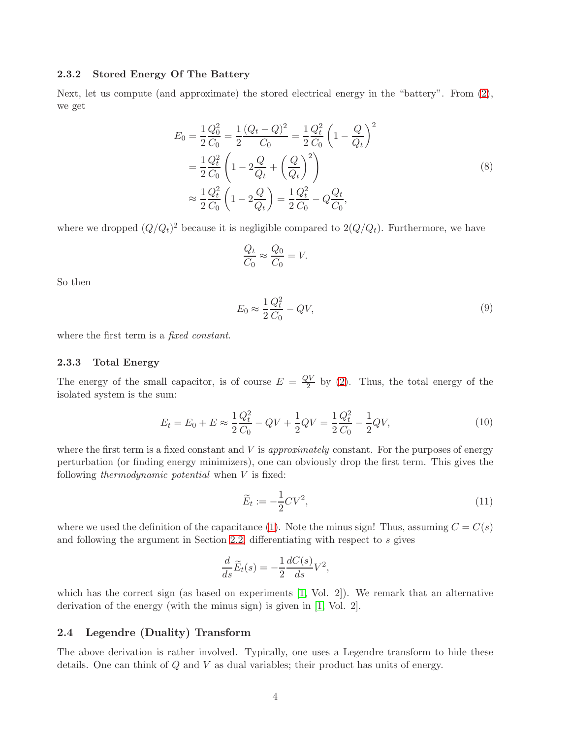### 2.3.2 Stored Energy Of The Battery

Next, let us compute (and approximate) the stored electrical energy in the "battery". From (2), we get

$$
\begin{aligned}
E_0 &= \frac{1}{2}\frac{Q_0^2}{C_0} = \frac{1}{2}\frac{(Q_t - Q)^2}{C_0} = \frac{1}{2}\frac{Q_t^2}{C_0}\left(1 - \frac{Q}{Q_t}\right)^2 \\
&= \frac{1}{2}\frac{Q_t^2}{C_0}\left(1 - 2\frac{Q}{Q_t} + \left(\frac{Q}{Q_t}\right)^2\right) \\
&\approx \frac{1}{2}\frac{Q_t^2}{C_0}\left(1 - 2\frac{Q}{Q_t}\right) = \frac{1}{2}\frac{Q_t^2}{C_0} - Q\frac{Q_t}{C_0},
\end{aligned}
\tag{8}
$$

where we dropped $(Q/Q_t)^2$ because it is negligible compared to $2(Q/Q_t)$. Furthermore, we have

$$
\frac{Q_t}{C_0} \approx \frac{Q_0}{C_0} = V.
$$

So then

$$
E_0 \approx \frac{1}{2}\frac{Q_t^2}{C_0} - QV, \tag{9}
$$

where the first term is a *fixed constant*.

### 2.3.3 Total Energy

The energy of the small capacitor, is of course $E = \frac{QV}{2}$ by (2). Thus, the total energy of the isolated system is the sum:

$$
E_t = E_0 + E \approx \frac{1}{2}\frac{Q_t^2}{C_0} - QV + \frac{1}{2}QV = \frac{1}{2}\frac{Q_t^2}{C_0} - \frac{1}{2}QV, \tag{10}
$$

where the first term is a fixed constant and $V$ is *approximately* constant. For the purposes of energy perturbation (or finding energy minimizers), one can obviously drop the first term. This gives the following *thermodynamic potential* when $V$ is fixed:

$$
\widetilde{E}_t := -\frac{1}{2}CV^2, \tag{11}
$$

where we used the definition of the capacitance (1). Note the minus sign! Thus, assuming $C = C(s)$ and following the argument in Section 2.2, differentiating with respect to $s$ gives

$$
\frac{d}{ds}\widetilde{E}_t(s) = -\frac{1}{2}\frac{dC(s)}{ds}V^2,
$$

which has the correct sign (as based on experiments [1, Vol. 2]). We remark that an alternative derivation of the energy (with the minus sign) is given in [1, Vol. 2].

## 2.4 Legendre (Duality) Transform

The above derivation is rather involved. Typically, one uses a Legendre transform to hide these details. One can think of $Q$ and $V$ as dual variables; their product has units of energy.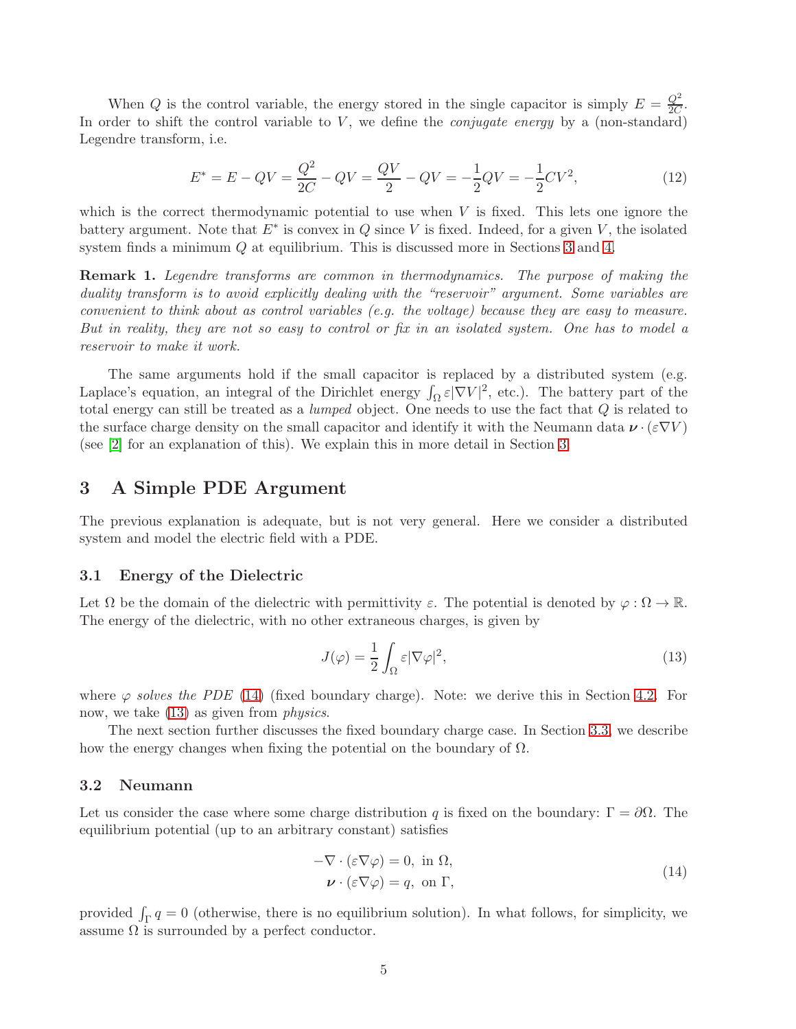When $Q$ is the control variable, the energy stored in the single capacitor is simply $E = \frac{Q^2}{2C}$. In order to shift the control variable to $V$, we define the *conjugate energy* by a (non-standard) Legendre transform, i.e.

$$E^* = E - QV = \frac{Q^2}{2C} - QV = \frac{QV}{2} - QV = -\frac{1}{2}QV = -\frac{1}{2}CV^2, \tag{12}$$

which is the correct thermodynamic potential to use when $V$ is fixed. This lets one ignore the battery argument. Note that $E^*$ is convex in $Q$ since $V$ is fixed. Indeed, for a given $V$, the isolated system finds a minimum $Q$ at equilibrium. This is discussed more in Sections 3 and 4.

**Remark 1.** *Legendre transforms are common in thermodynamics. The purpose of making the duality transform is to avoid explicitly dealing with the "reservoir" argument. Some variables are convenient to think about as control variables (e.g. the voltage) because they are easy to measure. But in reality, they are not so easy to control or fix in an isolated system. One has to model a reservoir to make it work.*

The same arguments hold if the small capacitor is replaced by a distributed system (e.g. Laplace's equation, an integral of the Dirichlet energy $\int_\Omega \varepsilon |\nabla V|^2$, etc.). The battery part of the total energy can still be treated as a *lumped* object. One needs to use the fact that $Q$ is related to the surface charge density on the small capacitor and identify it with the Neumann data $\boldsymbol{\nu} \cdot (\varepsilon \nabla V)$ (see [2] for an explanation of this). We explain this in more detail in Section 3.

## 3 A Simple PDE Argument

The previous explanation is adequate, but is not very general. Here we consider a distributed system and model the electric field with a PDE.

### 3.1 Energy of the Dielectric

Let $\Omega$ be the domain of the dielectric with permittivity $\varepsilon$. The potential is denoted by $\varphi : \Omega \to \mathbb{R}$. The energy of the dielectric, with no other extraneous charges, is given by

$$J(\varphi) = \frac{1}{2} \int_\Omega \varepsilon |\nabla \varphi|^2, \tag{13}$$

where $\varphi$ *solves the PDE* (14) (fixed boundary charge). Note: we derive this in Section 4.2. For now, we take (13) as given from *physics*.

The next section further discusses the fixed boundary charge case. In Section 3.3, we describe how the energy changes when fixing the potential on the boundary of $\Omega$.

### 3.2 Neumann

Let us consider the case where some charge distribution $q$ is fixed on the boundary: $\Gamma = \partial\Omega$. The equilibrium potential (up to an arbitrary constant) satisfies

$$\begin{aligned} -\nabla \cdot (\varepsilon \nabla \varphi) &= 0, \text{ in } \Omega, \\ \boldsymbol{\nu} \cdot (\varepsilon \nabla \varphi) &= q, \text{ on } \Gamma, \end{aligned} \tag{14}$$

provided $\int_\Gamma q = 0$ (otherwise, there is no equilibrium solution). In what follows, for simplicity, we assume $\Omega$ is surrounded by a perfect conductor.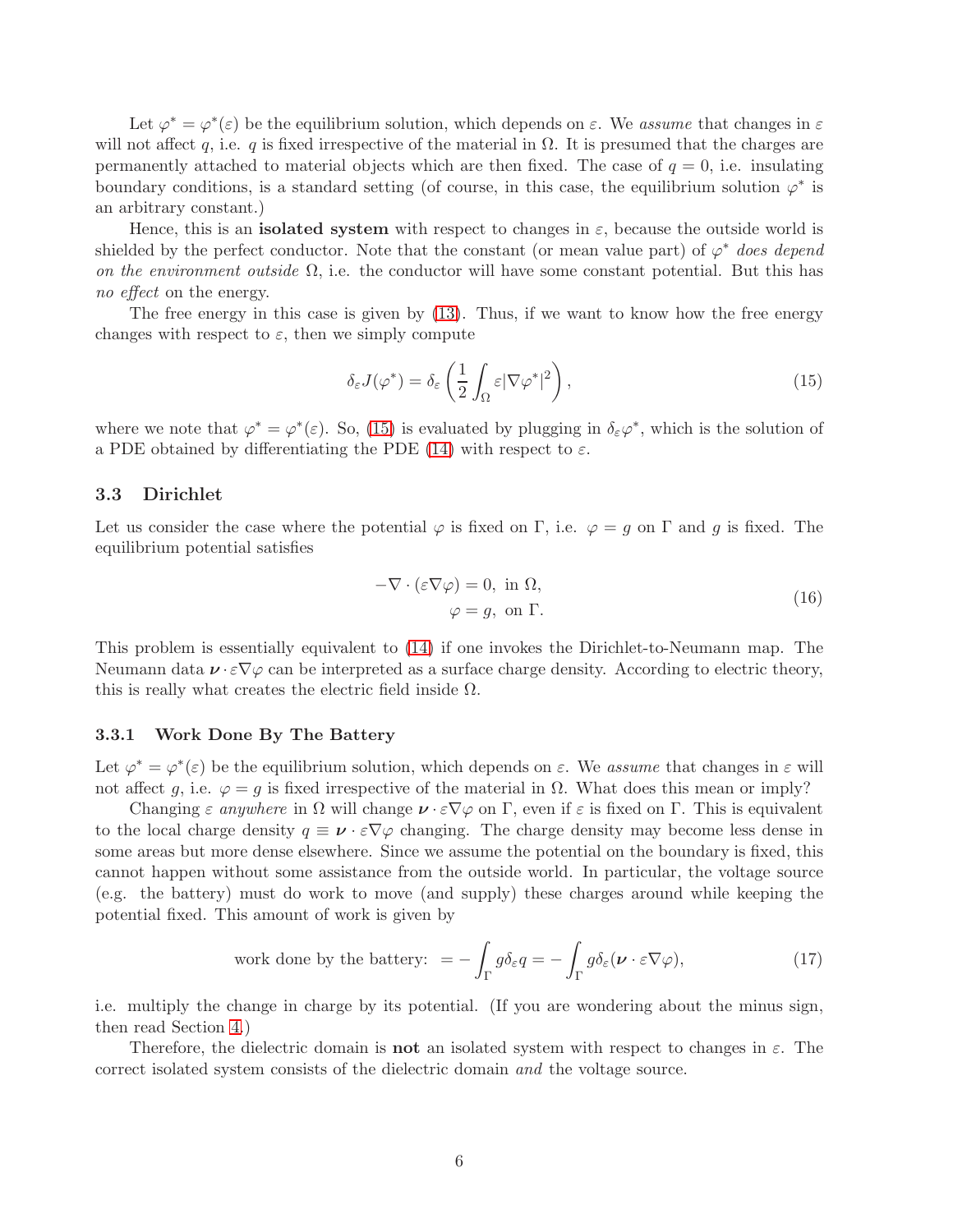Let $\varphi^* = \varphi^*(\varepsilon)$ be the equilibrium solution, which depends on $\varepsilon$. We *assume* that changes in $\varepsilon$ will not affect $q$, i.e. $q$ is fixed irrespective of the material in $\Omega$. It is presumed that the charges are permanently attached to material objects which are then fixed. The case of $q = 0$, i.e. insulating boundary conditions, is a standard setting (of course, in this case, the equilibrium solution $\varphi^*$ is an arbitrary constant.)

Hence, this is an **isolated system** with respect to changes in $\varepsilon$, because the outside world is shielded by the perfect conductor. Note that the constant (or mean value part) of $\varphi^*$ *does depend on the environment outside* $\Omega$, i.e. the conductor will have some constant potential. But this has *no effect* on the energy.

The free energy in this case is given by (13). Thus, if we want to know how the free energy changes with respect to $\varepsilon$, then we simply compute

$$\delta_\varepsilon J(\varphi^*) = \delta_\varepsilon \left( \frac{1}{2} \int_\Omega \varepsilon |\nabla \varphi^*|^2 \right), \tag{15}$$

where we note that $\varphi^* = \varphi^*(\varepsilon)$. So, (15) is evaluated by plugging in $\delta_\varepsilon \varphi^*$, which is the solution of a PDE obtained by differentiating the PDE (14) with respect to $\varepsilon$.

### 3.3 Dirichlet

Let us consider the case where the potential $\varphi$ is fixed on $\Gamma$, i.e. $\varphi = g$ on $\Gamma$ and $g$ is fixed. The equilibrium potential satisfies

$$\begin{aligned} -\nabla \cdot (\varepsilon \nabla \varphi) &= 0, \text{ in } \Omega, \\ \varphi &= g, \text{ on } \Gamma. \end{aligned} \tag{16}$$

This problem is essentially equivalent to (14) if one invokes the Dirichlet-to-Neumann map. The Neumann data $\boldsymbol{\nu} \cdot \varepsilon \nabla \varphi$ can be interpreted as a surface charge density. According to electric theory, this is really what creates the electric field inside $\Omega$.

#### 3.3.1 Work Done By The Battery

Let $\varphi^* = \varphi^*(\varepsilon)$ be the equilibrium solution, which depends on $\varepsilon$. We *assume* that changes in $\varepsilon$ will not affect $g$, i.e. $\varphi = g$ is fixed irrespective of the material in $\Omega$. What does this mean or imply?

Changing $\varepsilon$ *anywhere* in $\Omega$ will change $\boldsymbol{\nu} \cdot \varepsilon \nabla \varphi$ on $\Gamma$, even if $\varepsilon$ is fixed on $\Gamma$. This is equivalent to the local charge density $q \equiv \boldsymbol{\nu} \cdot \varepsilon \nabla \varphi$ changing. The charge density may become less dense in some areas but more dense elsewhere. Since we assume the potential on the boundary is fixed, this cannot happen without some assistance from the outside world. In particular, the voltage source (e.g. the battery) must do work to move (and supply) these charges around while keeping the potential fixed. This amount of work is given by

$$\text{work done by the battery: } = -\int_\Gamma g \delta_\varepsilon q = -\int_\Gamma g \delta_\varepsilon (\boldsymbol{\nu} \cdot \varepsilon \nabla \varphi), \tag{17}$$

i.e. multiply the change in charge by its potential. (If you are wondering about the minus sign, then read Section 4.)

Therefore, the dielectric domain is **not** an isolated system with respect to changes in $\varepsilon$. The correct isolated system consists of the dielectric domain *and* the voltage source.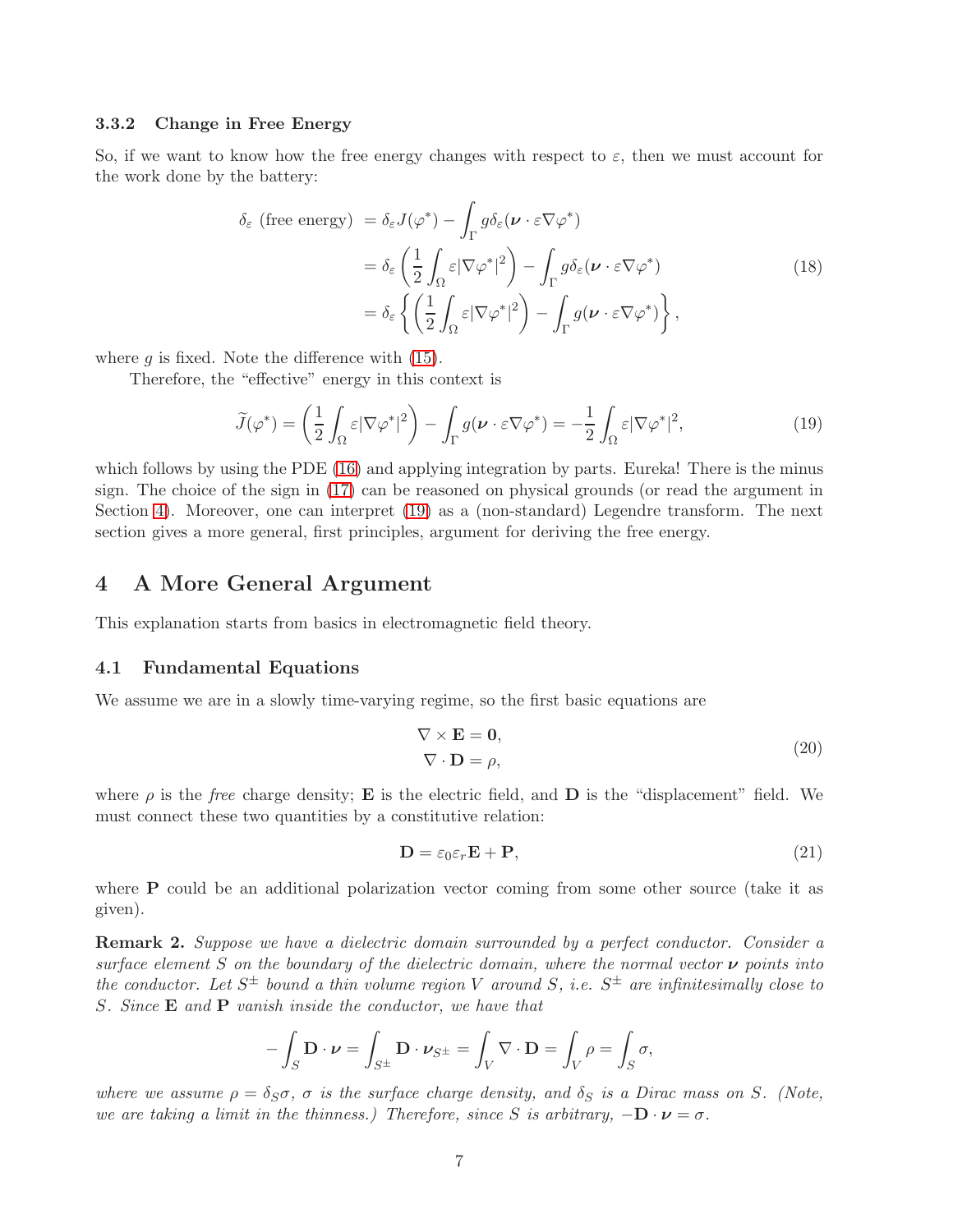### 3.3.2 Change in Free Energy

So, if we want to know how the free energy changes with respect to $\varepsilon$, then we must account for the work done by the battery:

$$
\begin{aligned}
\delta_\varepsilon \text{ (free energy) } &= \delta_\varepsilon J(\varphi^*) - \int_\Gamma g \delta_\varepsilon (\boldsymbol{\nu} \cdot \varepsilon \nabla \varphi^*) \\
&= \delta_\varepsilon \left( \frac{1}{2} \int_\Omega \varepsilon |\nabla \varphi^*|^2 \right) - \int_\Gamma g \delta_\varepsilon (\boldsymbol{\nu} \cdot \varepsilon \nabla \varphi^*) \\
&= \delta_\varepsilon \left\{ \left( \frac{1}{2} \int_\Omega \varepsilon |\nabla \varphi^*|^2 \right) - \int_\Gamma g (\boldsymbol{\nu} \cdot \varepsilon \nabla \varphi^*) \right\},
\end{aligned}
\tag{18}
$$

where $g$ is fixed. Note the difference with (15).

Therefore, the "effective" energy in this context is

$$
\widetilde{J}(\varphi^*) = \left( \frac{1}{2} \int_\Omega \varepsilon |\nabla \varphi^*|^2 \right) - \int_\Gamma g (\boldsymbol{\nu} \cdot \varepsilon \nabla \varphi^*) = -\frac{1}{2} \int_\Omega \varepsilon |\nabla \varphi^*|^2, \tag{19}
$$

which follows by using the PDE (16) and applying integration by parts. Eureka! There is the minus sign. The choice of the sign in (17) can be reasoned on physical grounds (or read the argument in Section 4). Moreover, one can interpret (19) as a (non-standard) Legendre transform. The next section gives a more general, first principles, argument for deriving the free energy.

## 4 A More General Argument

This explanation starts from basics in electromagnetic field theory.

### 4.1 Fundamental Equations

We assume we are in a slowly time-varying regime, so the first basic equations are

$$
\begin{aligned}
\nabla \times \mathbf{E} &= \mathbf{0}, \\
\nabla \cdot \mathbf{D} &= \rho,
\end{aligned}
\tag{20}
$$

where $\rho$ is the *free* charge density; $\mathbf{E}$ is the electric field, and $\mathbf{D}$ is the "displacement" field. We must connect these two quantities by a constitutive relation:

$$
\mathbf{D} = \varepsilon_0 \varepsilon_r \mathbf{E} + \mathbf{P}, \tag{21}
$$

where $\mathbf{P}$ could be an additional polarization vector coming from some other source (take it as given).

**Remark 2.** *Suppose we have a dielectric domain surrounded by a perfect conductor. Consider a surface element $S$ on the boundary of the dielectric domain, where the normal vector $\boldsymbol{\nu}$ points into the conductor. Let $S^\pm$ bound a thin volume region $V$ around $S$, i.e. $S^\pm$ are infinitesimally close to $S$. Since $\mathbf{E}$ and $\mathbf{P}$ vanish inside the conductor, we have that*

$$
-\int_S \mathbf{D} \cdot \boldsymbol{\nu} = \int_{S^\pm} \mathbf{D} \cdot \boldsymbol{\nu}_{S^\pm} = \int_V \nabla \cdot \mathbf{D} = \int_V \rho = \int_S \sigma,
$$

*where we assume $\rho = \delta_S \sigma$, $\sigma$ is the surface charge density, and $\delta_S$ is a Dirac mass on $S$. (Note, we are taking a limit in the thinness.) Therefore, since $S$ is arbitrary, $-\mathbf{D} \cdot \boldsymbol{\nu} = \sigma$.*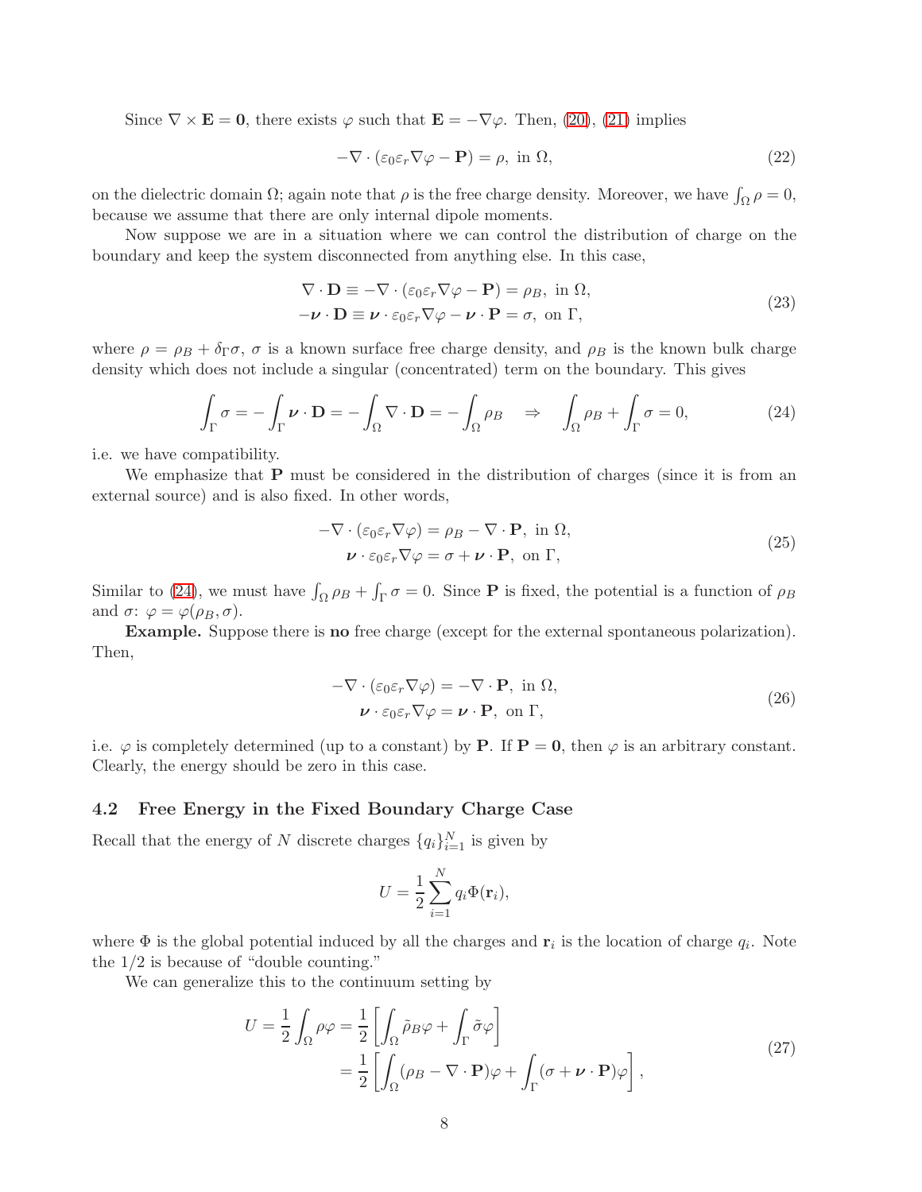Since $\nabla \times \mathbf{E} = \mathbf{0}$, there exists $\varphi$ such that $\mathbf{E} = -\nabla\varphi$. Then, (20), (21) implies

$$-\nabla \cdot (\varepsilon_0 \varepsilon_r \nabla\varphi - \mathbf{P}) = \rho, \text{ in } \Omega, \tag{22}$$

on the dielectric domain $\Omega$; again note that $\rho$ is the free charge density. Moreover, we have $\int_\Omega \rho = 0$, because we assume that there are only internal dipole moments.

Now suppose we are in a situation where we can control the distribution of charge on the boundary and keep the system disconnected from anything else. In this case,

$$\begin{aligned}
\nabla \cdot \mathbf{D} \equiv -\nabla \cdot (\varepsilon_0 \varepsilon_r \nabla\varphi - \mathbf{P}) &= \rho_B, \text{ in } \Omega, \\
-\boldsymbol{\nu} \cdot \mathbf{D} \equiv \boldsymbol{\nu} \cdot \varepsilon_0 \varepsilon_r \nabla\varphi - \boldsymbol{\nu} \cdot \mathbf{P} &= \sigma, \text{ on } \Gamma,
\end{aligned} \tag{23}$$

where $\rho = \rho_B + \delta_\Gamma \sigma$, $\sigma$ is a known surface free charge density, and $\rho_B$ is the known bulk charge density which does not include a singular (concentrated) term on the boundary. This gives

$$\int_\Gamma \sigma = -\int_\Gamma \boldsymbol{\nu} \cdot \mathbf{D} = -\int_\Omega \nabla \cdot \mathbf{D} = -\int_\Omega \rho_B \quad \Rightarrow \quad \int_\Omega \rho_B + \int_\Gamma \sigma = 0, \tag{24}$$

i.e. we have compatibility.

We emphasize that $\mathbf{P}$ must be considered in the distribution of charges (since it is from an external source) and is also fixed. In other words,

$$\begin{aligned}
-\nabla \cdot (\varepsilon_0 \varepsilon_r \nabla\varphi) &= \rho_B - \nabla \cdot \mathbf{P}, \text{ in } \Omega, \\
\boldsymbol{\nu} \cdot \varepsilon_0 \varepsilon_r \nabla\varphi &= \sigma + \boldsymbol{\nu} \cdot \mathbf{P}, \text{ on } \Gamma,
\end{aligned} \tag{25}$$

Similar to (24), we must have $\int_\Omega \rho_B + \int_\Gamma \sigma = 0$. Since $\mathbf{P}$ is fixed, the potential is a function of $\rho_B$ and $\sigma$: $\varphi = \varphi(\rho_B, \sigma)$.

**Example.** Suppose there is **no** free charge (except for the external spontaneous polarization). Then,

$$\begin{aligned}
-\nabla \cdot (\varepsilon_0 \varepsilon_r \nabla\varphi) &= -\nabla \cdot \mathbf{P}, \text{ in } \Omega, \\
\boldsymbol{\nu} \cdot \varepsilon_0 \varepsilon_r \nabla\varphi &= \boldsymbol{\nu} \cdot \mathbf{P}, \text{ on } \Gamma,
\end{aligned} \tag{26}$$

i.e. $\varphi$ is completely determined (up to a constant) by $\mathbf{P}$. If $\mathbf{P} = \mathbf{0}$, then $\varphi$ is an arbitrary constant. Clearly, the energy should be zero in this case.

### 4.2 Free Energy in the Fixed Boundary Charge Case

Recall that the energy of $N$ discrete charges $\{q_i\}_{i=1}^N$ is given by

$$U = \frac{1}{2} \sum_{i=1}^N q_i \Phi(\mathbf{r}_i),$$

where $\Phi$ is the global potential induced by all the charges and $\mathbf{r}_i$ is the location of charge $q_i$. Note the 1/2 is because of "double counting."

We can generalize this to the continuum setting by

$$\begin{aligned}
U = \frac{1}{2} \int_\Omega \rho\varphi &= \frac{1}{2} \left[ \int_\Omega \tilde{\rho}_B \varphi + \int_\Gamma \tilde{\sigma} \varphi \right] \\
&= \frac{1}{2} \left[ \int_\Omega (\rho_B - \nabla \cdot \mathbf{P})\varphi + \int_\Gamma (\sigma + \boldsymbol{\nu} \cdot \mathbf{P})\varphi \right],
\end{aligned} \tag{27}$$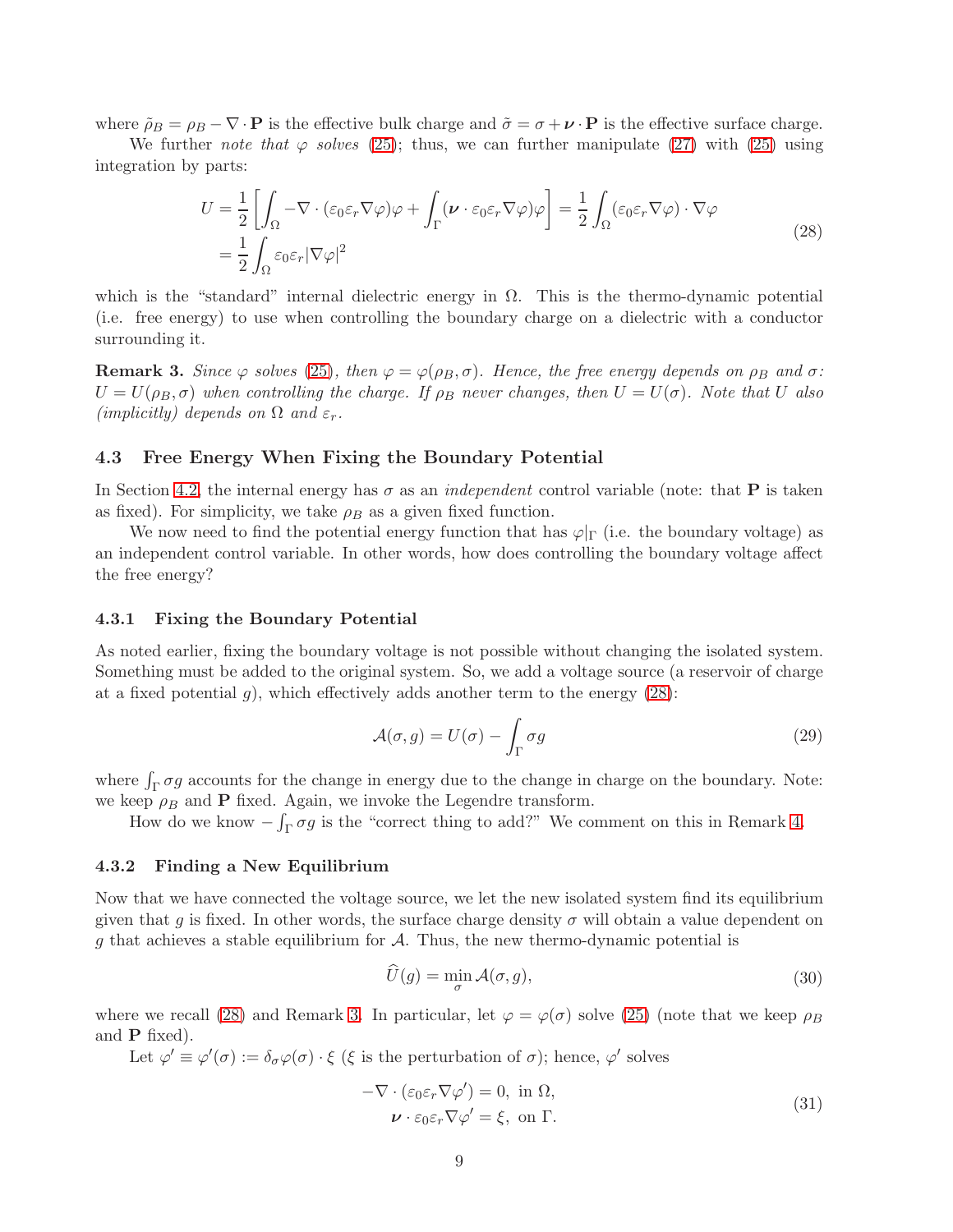where $\tilde{\rho}_B = \rho_B - \nabla \cdot \mathbf{P}$ is the effective bulk charge and $\tilde{\sigma} = \sigma + \boldsymbol{\nu} \cdot \mathbf{P}$ is the effective surface charge.

We further *note that* $\varphi$ *solves* (25); thus, we can further manipulate (27) with (25) using integration by parts:

$$
\begin{aligned}
U &= \frac{1}{2} \left[ \int_\Omega -\nabla \cdot (\varepsilon_0 \varepsilon_r \nabla \varphi) \varphi + \int_\Gamma (\boldsymbol{\nu} \cdot \varepsilon_0 \varepsilon_r \nabla \varphi) \varphi \right] = \frac{1}{2} \int_\Omega (\varepsilon_0 \varepsilon_r \nabla \varphi) \cdot \nabla \varphi \\
&= \frac{1}{2} \int_\Omega \varepsilon_0 \varepsilon_r |\nabla \varphi|^2
\end{aligned}
\tag{28}
$$

which is the "standard" internal dielectric energy in $\Omega$. This is the thermo-dynamic potential (i.e. free energy) to use when controlling the boundary charge on a dielectric with a conductor surrounding it.

**Remark 3.** *Since $\varphi$ solves (25), then $\varphi = \varphi(\rho_B, \sigma)$. Hence, the free energy depends on $\rho_B$ and $\sigma$: $U = U(\rho_B, \sigma)$ when controlling the charge. If $\rho_B$ never changes, then $U = U(\sigma)$. Note that $U$ also (implicitly) depends on $\Omega$ and $\varepsilon_r$.*

### 4.3 Free Energy When Fixing the Boundary Potential

In Section 4.2, the internal energy has $\sigma$ as an *independent* control variable (note: that $\mathbf{P}$ is taken as fixed). For simplicity, we take $\rho_B$ as a given fixed function.

We now need to find the potential energy function that has $\varphi|_\Gamma$ (i.e. the boundary voltage) as an independent control variable. In other words, how does controlling the boundary voltage affect the free energy?

#### 4.3.1 Fixing the Boundary Potential

As noted earlier, fixing the boundary voltage is not possible without changing the isolated system. Something must be added to the original system. So, we add a voltage source (a reservoir of charge at a fixed potential $g$), which effectively adds another term to the energy (28):

$$
\mathcal{A}(\sigma, g) = U(\sigma) - \int_\Gamma \sigma g \tag{29}
$$

where $\int_\Gamma \sigma g$ accounts for the change in energy due to the change in charge on the boundary. Note: we keep $\rho_B$ and $\mathbf{P}$ fixed. Again, we invoke the Legendre transform.

How do we know $-\int_\Gamma \sigma g$ is the "correct thing to add?" We comment on this in Remark 4.

#### 4.3.2 Finding a New Equilibrium

Now that we have connected the voltage source, we let the new isolated system find its equilibrium given that $g$ is fixed. In other words, the surface charge density $\sigma$ will obtain a value dependent on $g$ that achieves a stable equilibrium for $\mathcal{A}$. Thus, the new thermo-dynamic potential is

$$
\widehat{U}(g) = \min_\sigma \mathcal{A}(\sigma, g), \tag{30}
$$

where we recall (28) and Remark 3. In particular, let $\varphi = \varphi(\sigma)$ solve (25) (note that we keep $\rho_B$ and $\mathbf{P}$ fixed).

Let $\varphi' \equiv \varphi'(\sigma) := \delta_\sigma \varphi(\sigma) \cdot \xi$ ($\xi$ is the perturbation of $\sigma$); hence, $\varphi'$ solves

$$
\begin{aligned}
-\nabla \cdot (\varepsilon_0 \varepsilon_r \nabla \varphi') &= 0, \text{ in } \Omega, \\
\boldsymbol{\nu} \cdot \varepsilon_0 \varepsilon_r \nabla \varphi' &= \xi, \text{ on } \Gamma.
\end{aligned}
\tag{31}
$$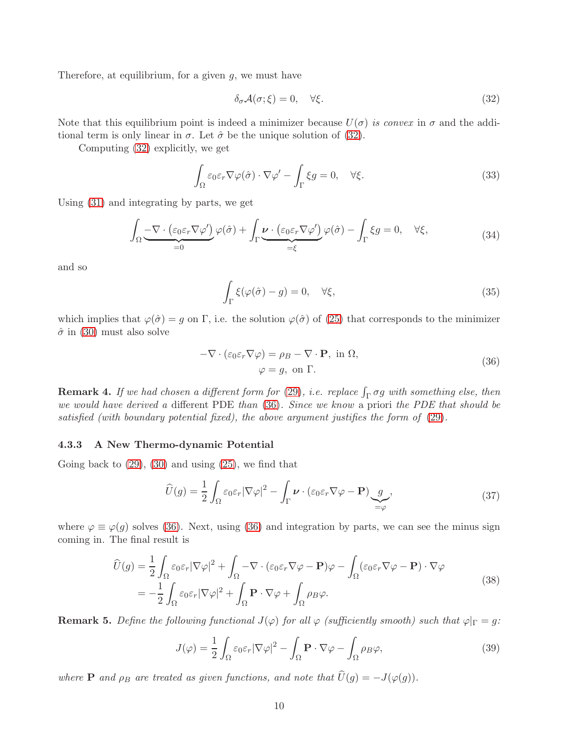Therefore, at equilibrium, for a given $g$, we must have

$$\delta_\sigma \mathcal{A}(\sigma;\xi) = 0, \quad \forall \xi. \tag{32}$$

Note that this equilibrium point is indeed a minimizer because $U(\sigma)$ *is convex* in $\sigma$ and the additional term is only linear in $\sigma$. Let $\hat{\sigma}$ be the unique solution of (32).

Computing (32) explicitly, we get

$$\int_\Omega \varepsilon_0 \varepsilon_r \nabla\varphi(\hat{\sigma}) \cdot \nabla\varphi' - \int_\Gamma \xi g = 0, \quad \forall \xi. \tag{33}$$

Using (31) and integrating by parts, we get

$$\int_\Omega \underbrace{-\nabla \cdot (\varepsilon_0 \varepsilon_r \nabla\varphi')}_{=0} \varphi(\hat{\sigma}) + \int_\Gamma \underbrace{\boldsymbol{\nu} \cdot (\varepsilon_0 \varepsilon_r \nabla\varphi')}_{=\xi} \varphi(\hat{\sigma}) - \int_\Gamma \xi g = 0, \quad \forall \xi, \tag{34}$$

and so

$$\int_\Gamma \xi(\varphi(\hat{\sigma}) - g) = 0, \quad \forall \xi, \tag{35}$$

which implies that $\varphi(\hat{\sigma}) = g$ on $\Gamma$, i.e. the solution $\varphi(\hat{\sigma})$ of (25) that corresponds to the minimizer $\hat{\sigma}$ in (30) must also solve

$$\begin{aligned} -\nabla \cdot (\varepsilon_0 \varepsilon_r \nabla\varphi) &= \rho_B - \nabla \cdot \mathbf{P}, \text{ in } \Omega, \\ \varphi &= g, \text{ on } \Gamma. \end{aligned} \tag{36}$$

**Remark 4.** *If we had chosen a different form for (29), i.e. replace $\int_\Gamma \sigma g$ with something else, then we would have derived a* different *PDE than (36). Since we know* a priori *the PDE that should be satisfied (with boundary potential fixed), the above argument justifies the form of (29).*

#### 4.3.3 A New Thermo-dynamic Potential

Going back to (29), (30) and using (25), we find that

$$\widehat{U}(g) = \frac{1}{2}\int_\Omega \varepsilon_0 \varepsilon_r |\nabla\varphi|^2 - \int_\Gamma \boldsymbol{\nu} \cdot (\varepsilon_0 \varepsilon_r \nabla\varphi - \mathbf{P}) \underbrace{g}_{=\varphi}, \tag{37}$$

where $\varphi \equiv \varphi(g)$ solves (36). Next, using (36) and integration by parts, we can see the minus sign coming in. The final result is

$$\begin{aligned} \widehat{U}(g) &= \frac{1}{2}\int_\Omega \varepsilon_0 \varepsilon_r |\nabla\varphi|^2 + \int_\Omega -\nabla \cdot (\varepsilon_0 \varepsilon_r \nabla\varphi - \mathbf{P})\varphi - \int_\Omega (\varepsilon_0 \varepsilon_r \nabla\varphi - \mathbf{P}) \cdot \nabla\varphi \\ &= -\frac{1}{2}\int_\Omega \varepsilon_0 \varepsilon_r |\nabla\varphi|^2 + \int_\Omega \mathbf{P} \cdot \nabla\varphi + \int_\Omega \rho_B \varphi. \end{aligned} \tag{38}$$

**Remark 5.** *Define the following functional $J(\varphi)$ for all $\varphi$ (sufficiently smooth) such that $\varphi|_\Gamma = g$:*

$$J(\varphi) = \frac{1}{2}\int_\Omega \varepsilon_0 \varepsilon_r |\nabla\varphi|^2 - \int_\Omega \mathbf{P} \cdot \nabla\varphi - \int_\Omega \rho_B \varphi, \tag{39}$$

*where $\mathbf{P}$ and $\rho_B$ are treated as given functions, and note that $\widehat{U}(g) = -J(\varphi(g))$.*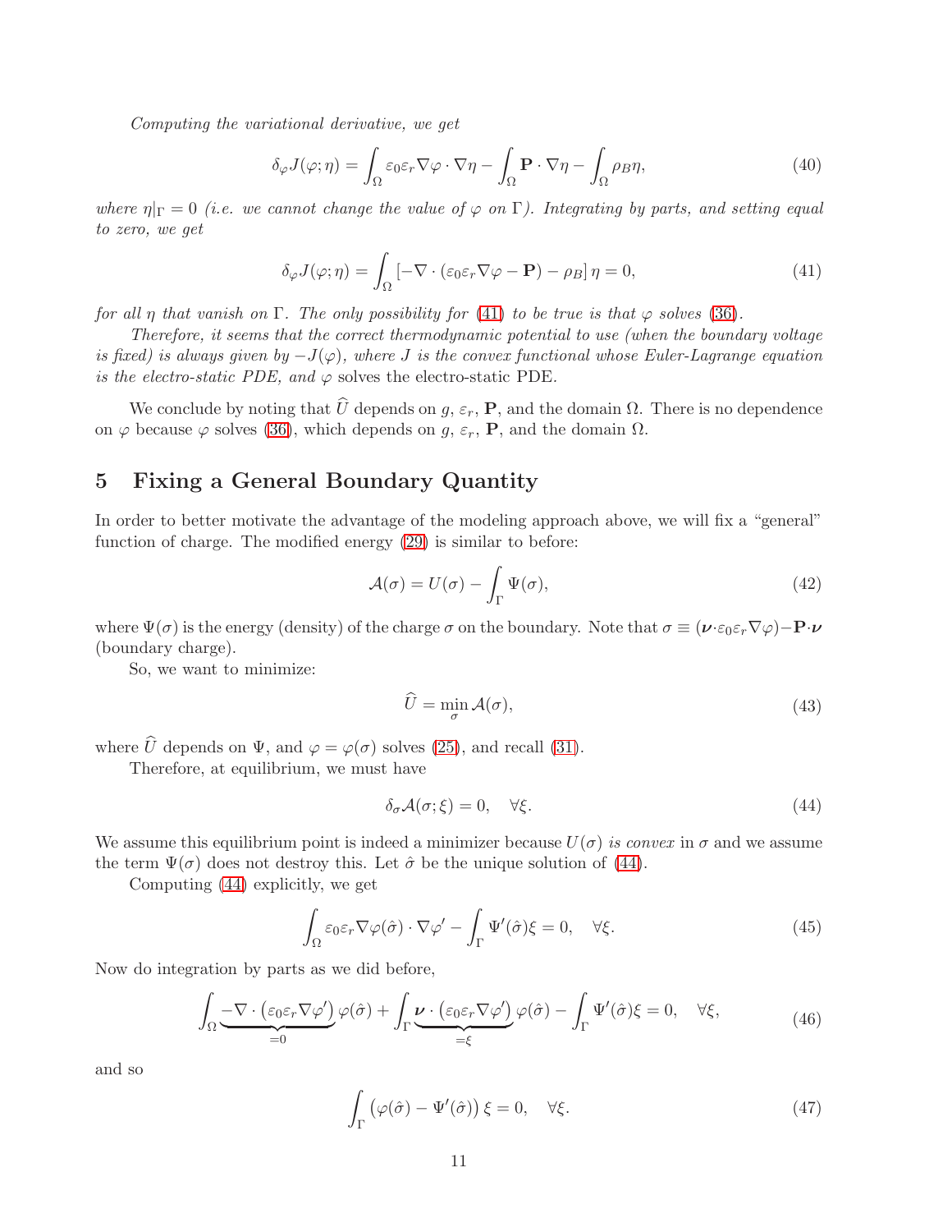*Computing the variational derivative, we get*

$$\delta_\varphi J(\varphi;\eta) = \int_\Omega \varepsilon_0 \varepsilon_r \nabla\varphi \cdot \nabla\eta - \int_\Omega \mathbf{P}\cdot\nabla\eta - \int_\Omega \rho_B \eta, \tag{40}$$

*where* $\eta|_\Gamma = 0$ *(i.e. we cannot change the value of* $\varphi$ *on* $\Gamma$*). Integrating by parts, and setting equal to zero, we get*

$$\delta_\varphi J(\varphi;\eta) = \int_\Omega \left[-\nabla\cdot(\varepsilon_0\varepsilon_r\nabla\varphi - \mathbf{P}) - \rho_B\right]\eta = 0, \tag{41}$$

*for all* $\eta$ *that vanish on* $\Gamma$*. The only possibility for* (41) *to be true is that* $\varphi$ *solves* (36)*.*

*Therefore, it seems that the correct thermodynamic potential to use (when the boundary voltage is fixed) is always given by* $-J(\varphi)$*, where* $J$ *is the convex functional whose Euler-Lagrange equation is the electro-static PDE, and* $\varphi$ solves the electro-static PDE.

We conclude by noting that $\widehat{U}$ depends on $g$, $\varepsilon_r$, $\mathbf{P}$, and the domain $\Omega$. There is no dependence on $\varphi$ because $\varphi$ solves (36), which depends on $g$, $\varepsilon_r$, $\mathbf{P}$, and the domain $\Omega$.

## 5 Fixing a General Boundary Quantity

In order to better motivate the advantage of the modeling approach above, we will fix a "general" function of charge. The modified energy (29) is similar to before:

$$\mathcal{A}(\sigma) = U(\sigma) - \int_\Gamma \Psi(\sigma), \tag{42}$$

where $\Psi(\sigma)$ is the energy (density) of the charge $\sigma$ on the boundary. Note that $\sigma \equiv (\boldsymbol{\nu}\cdot\varepsilon_0\varepsilon_r\nabla\varphi) - \mathbf{P}\cdot\boldsymbol{\nu}$ (boundary charge).

So, we want to minimize:

$$\widehat{U} = \min_\sigma \mathcal{A}(\sigma), \tag{43}$$

where $\widehat{U}$ depends on $\Psi$, and $\varphi = \varphi(\sigma)$ solves (25), and recall (31).

Therefore, at equilibrium, we must have

$$\delta_\sigma \mathcal{A}(\sigma;\xi) = 0, \quad \forall\xi. \tag{44}$$

We assume this equilibrium point is indeed a minimizer because $U(\sigma)$ *is convex* in $\sigma$ and we assume the term $\Psi(\sigma)$ does not destroy this. Let $\hat{\sigma}$ be the unique solution of (44).

Computing (44) explicitly, we get

$$\int_\Omega \varepsilon_0\varepsilon_r\nabla\varphi(\hat{\sigma})\cdot\nabla\varphi' - \int_\Gamma \Psi'(\hat{\sigma})\xi = 0, \quad \forall\xi. \tag{45}$$

Now do integration by parts as we did before,

$$\int_\Omega \underbrace{-\nabla\cdot\left(\varepsilon_0\varepsilon_r\nabla\varphi'\right)}_{=0}\varphi(\hat{\sigma}) + \int_\Gamma \underbrace{\boldsymbol{\nu}\cdot\left(\varepsilon_0\varepsilon_r\nabla\varphi'\right)}_{=\xi}\varphi(\hat{\sigma}) - \int_\Gamma \Psi'(\hat{\sigma})\xi = 0, \quad \forall\xi, \tag{46}$$

and so

$$\int_\Gamma \left(\varphi(\hat{\sigma}) - \Psi'(\hat{\sigma})\right)\xi = 0, \quad \forall\xi. \tag{47}$$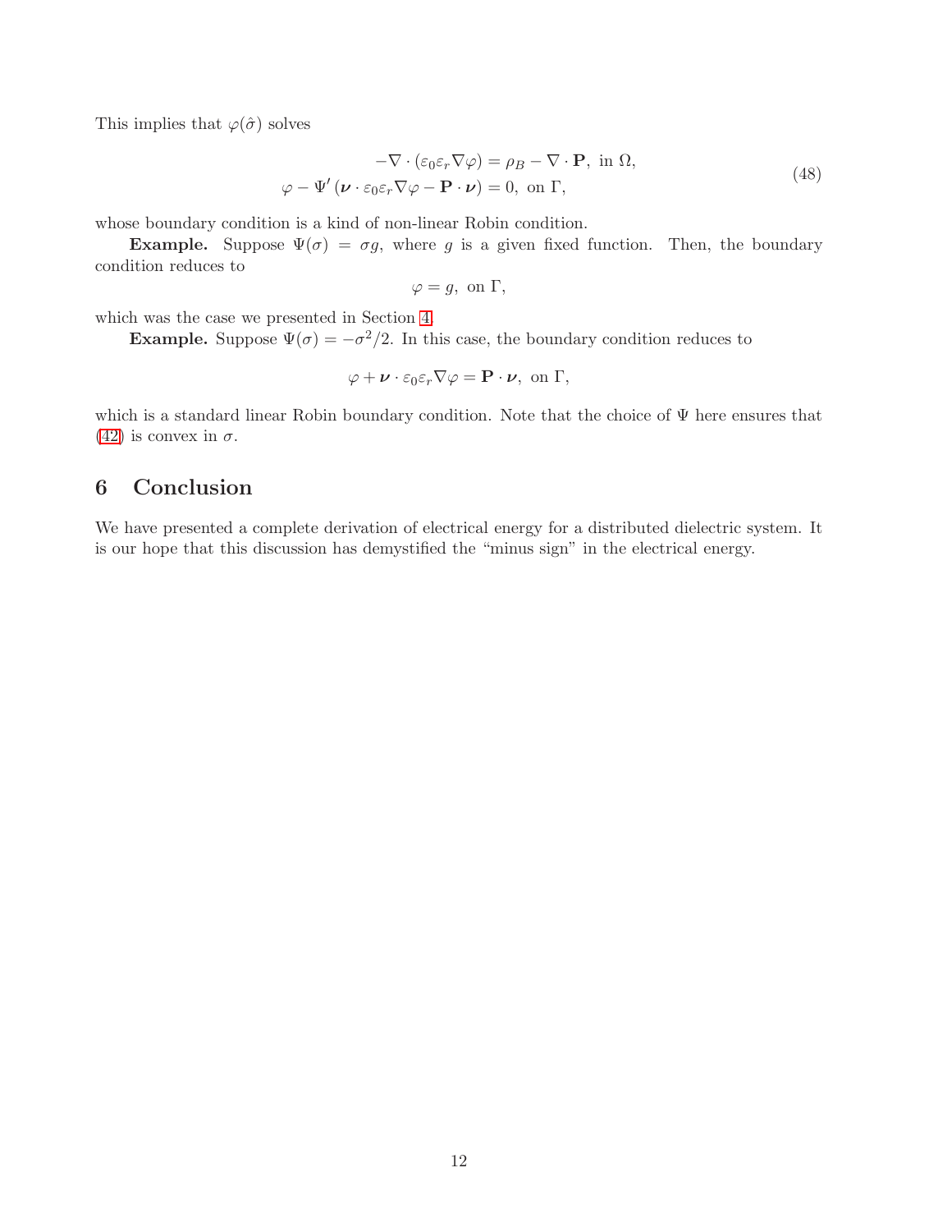This implies that $\varphi(\hat{\sigma})$ solves

$$
\begin{aligned}
-\nabla \cdot (\varepsilon_0 \varepsilon_r \nabla \varphi) &= \rho_B - \nabla \cdot \mathbf{P}, \text{ in } \Omega, \\
\varphi - \Psi' \left( \boldsymbol{\nu} \cdot \varepsilon_0 \varepsilon_r \nabla \varphi - \mathbf{P} \cdot \boldsymbol{\nu} \right) &= 0, \text{ on } \Gamma,
\end{aligned}
\tag{48}
$$

whose boundary condition is a kind of non-linear Robin condition.

**Example.** Suppose $\Psi(\sigma) = \sigma g$, where $g$ is a given fixed function. Then, the boundary condition reduces to

$$
\varphi = g, \text{ on } \Gamma,
$$

which was the case we presented in Section 4.

**Example.** Suppose $\Psi(\sigma) = -\sigma^2/2$. In this case, the boundary condition reduces to

$$
\varphi + \boldsymbol{\nu} \cdot \varepsilon_0 \varepsilon_r \nabla \varphi = \mathbf{P} \cdot \boldsymbol{\nu}, \text{ on } \Gamma,
$$

which is a standard linear Robin boundary condition. Note that the choice of $\Psi$ here ensures that (42) is convex in $\sigma$.

## 6 Conclusion

We have presented a complete derivation of electrical energy for a distributed dielectric system. It is our hope that this discussion has demystified the "minus sign" in the electrical energy.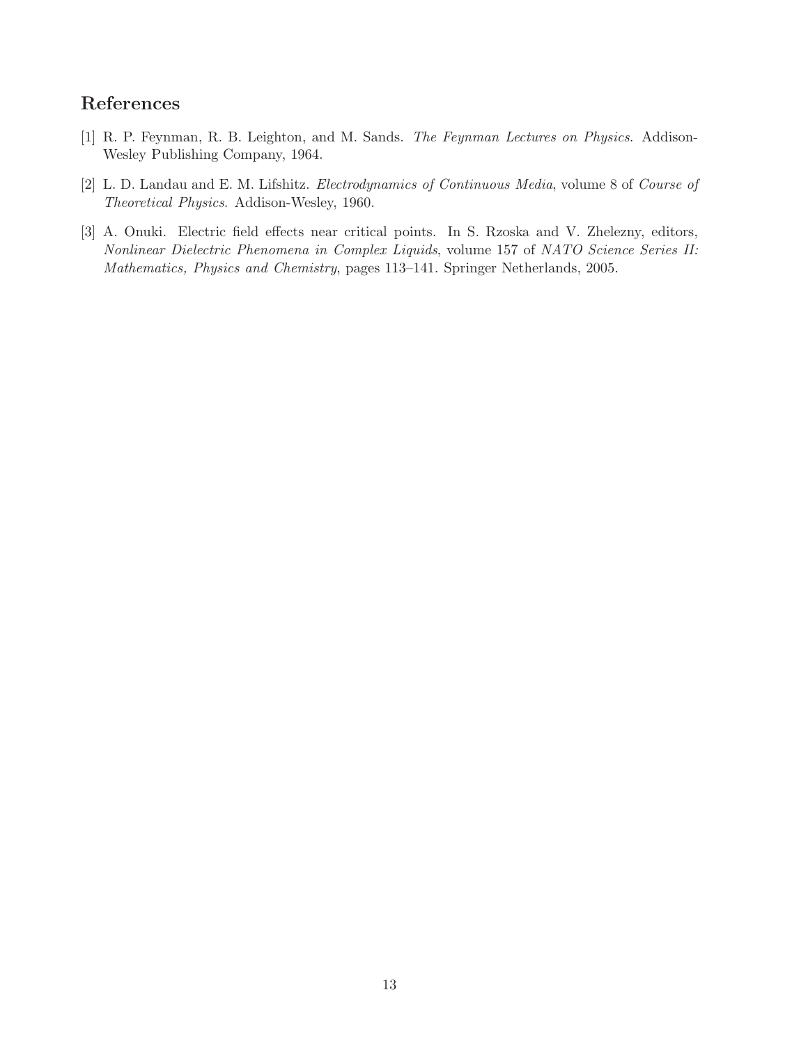## References

[1] R. P. Feynman, R. B. Leighton, and M. Sands. *The Feynman Lectures on Physics*. Addison-Wesley Publishing Company, 1964.

[2] L. D. Landau and E. M. Lifshitz. *Electrodynamics of Continuous Media*, volume 8 of *Course of Theoretical Physics*. Addison-Wesley, 1960.

[3] A. Onuki. Electric field effects near critical points. In S. Rzoska and V. Zhelezny, editors, *Nonlinear Dielectric Phenomena in Complex Liquids*, volume 157 of *NATO Science Series II: Mathematics, Physics and Chemistry*, pages 113–141. Springer Netherlands, 2005.